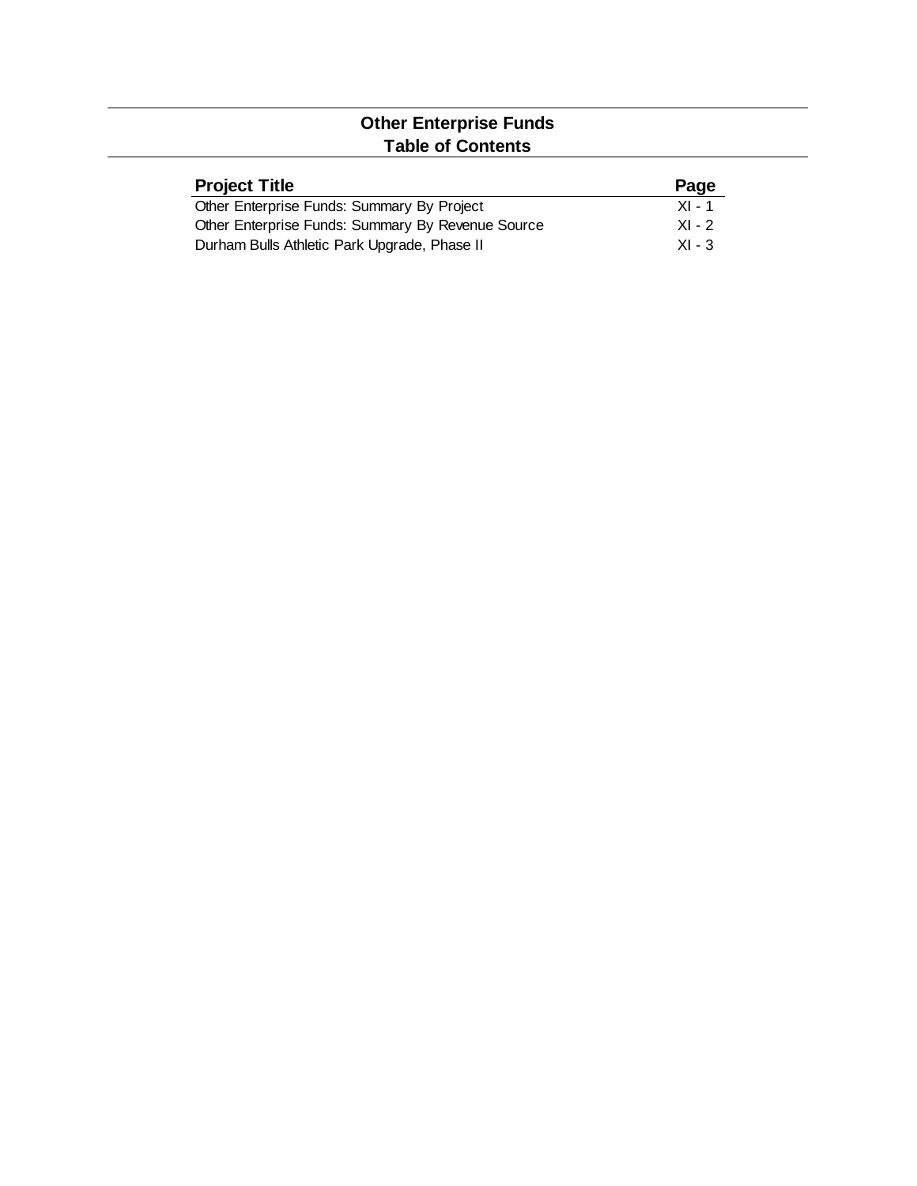# Other Enterprise Funds
## Table of Contents

| Project Title | Page |
|---|---|
| Other Enterprise Funds: Summary By Project | XI - 1 |
| Other Enterprise Funds: Summary By Revenue Source | XI - 2 |
| Durham Bulls Athletic Park Upgrade, Phase II | XI - 3 |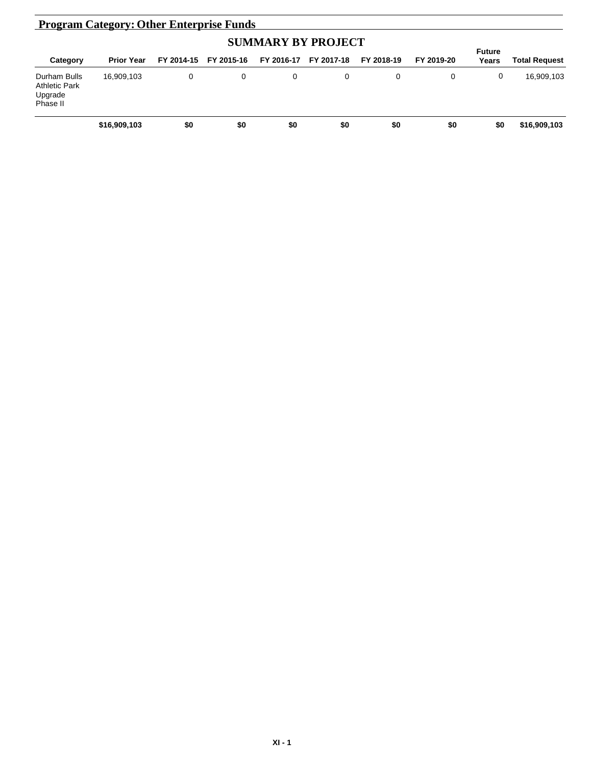## Program Category: Other Enterprise Funds

### SUMMARY BY PROJECT

| Category | Prior Year | FY 2014-15 | FY 2015-16 | FY 2016-17 | FY 2017-18 | FY 2018-19 | FY 2019-20 | Future Years | Total Request |
|---|---|---|---|---|---|---|---|---|---|
| Durham Bulls Athletic Park Upgrade Phase II | 16,909,103 | 0 | 0 | 0 | 0 | 0 | 0 | 0 | 16,909,103 |
| | **$16,909,103** | **$0** | **$0** | **$0** | **$0** | **$0** | **$0** | **$0** | **$16,909,103** |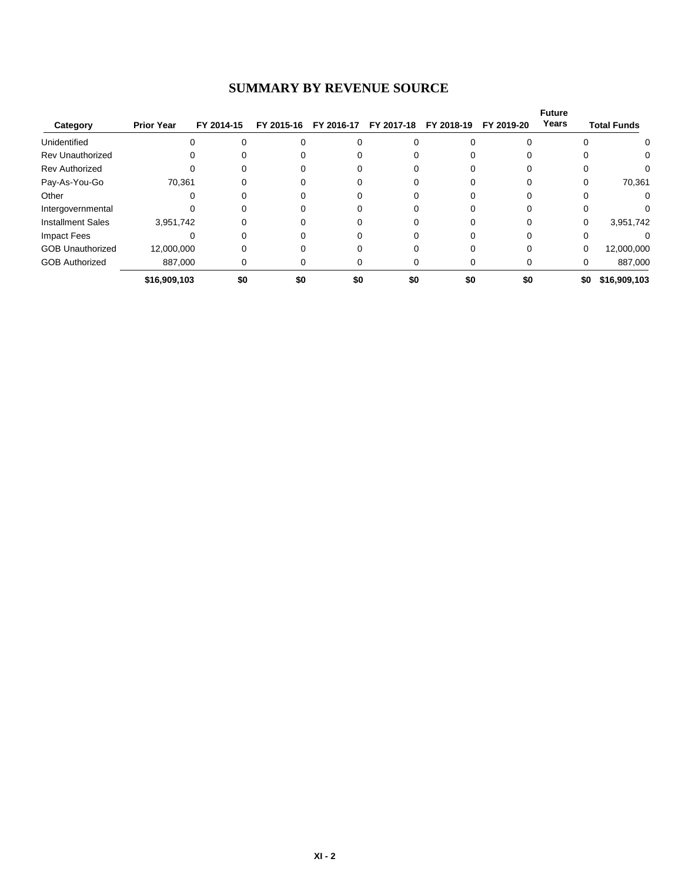## SUMMARY BY REVENUE SOURCE

| Category | Prior Year | FY 2014-15 | FY 2015-16 | FY 2016-17 | FY 2017-18 | FY 2018-19 | FY 2019-20 | Future Years | Total Funds |
|---|---|---|---|---|---|---|---|---|---|
| Unidentified | 0 | 0 | 0 | 0 | 0 | 0 | 0 | 0 | 0 |
| Rev Unauthorized | 0 | 0 | 0 | 0 | 0 | 0 | 0 | 0 | 0 |
| Rev Authorized | 0 | 0 | 0 | 0 | 0 | 0 | 0 | 0 | 0 |
| Pay-As-You-Go | 70,361 | 0 | 0 | 0 | 0 | 0 | 0 | 0 | 70,361 |
| Other | 0 | 0 | 0 | 0 | 0 | 0 | 0 | 0 | 0 |
| Intergovernmental | 0 | 0 | 0 | 0 | 0 | 0 | 0 | 0 | 0 |
| Installment Sales | 3,951,742 | 0 | 0 | 0 | 0 | 0 | 0 | 0 | 3,951,742 |
| Impact Fees | 0 | 0 | 0 | 0 | 0 | 0 | 0 | 0 | 0 |
| GOB Unauthorized | 12,000,000 | 0 | 0 | 0 | 0 | 0 | 0 | 0 | 12,000,000 |
| GOB Authorized | 887,000 | 0 | 0 | 0 | 0 | 0 | 0 | 0 | 887,000 |
| | **$16,909,103** | **$0** | **$0** | **$0** | **$0** | **$0** | **$0** | **$0** | **$16,909,103** |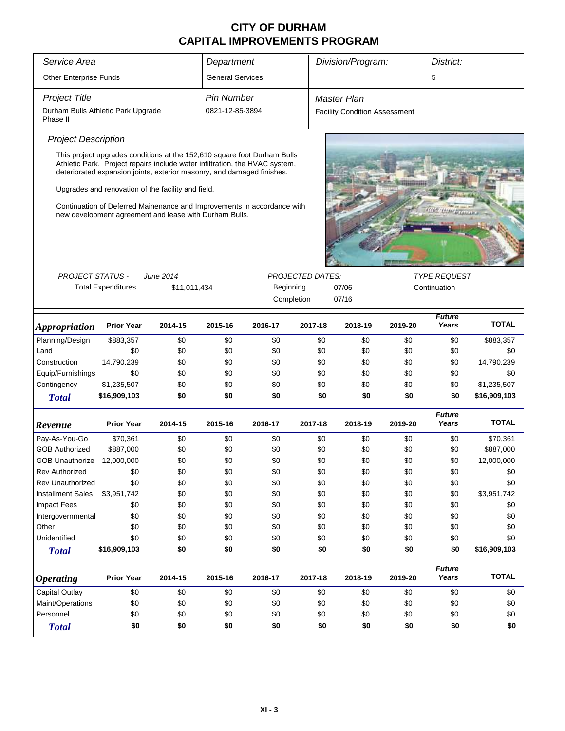# CITY OF DURHAM
# CAPITAL IMPROVEMENTS PROGRAM

| Service Area | Department | Division/Program: | District: |
|---|---|---|---|
| Other Enterprise Funds | General Services | | 5 |

| Project Title | Pin Number | Master Plan |
|---|---|---|
| Durham Bulls Athletic Park Upgrade Phase II | 0821-12-85-3894 | Facility Condition Assessment |

## Project Description

This project upgrades conditions at the 152,610 square foot Durham Bulls Athletic Park. Project repairs include water infiltration, the HVAC system, deteriorated expansion joints, exterior masonry, and damaged finishes.

Upgrades and renovation of the facility and field.

Continuation of Deferred Mainenance and Improvements in accordance with new development agreement and lease with Durham Bulls.

PROJECT STATUS - June 2014
Total Expenditures $11,011,434

PROJECTED DATES:
Beginning 07/06
Completion 07/16

TYPE REQUEST
Continuation

| *Appropriation* | Prior Year | 2014-15 | 2015-16 | 2016-17 | 2017-18 | 2018-19 | 2019-20 | Future Years | TOTAL |
|---|---|---|---|---|---|---|---|---|---|
| Planning/Design | $883,357 | $0 | $0 | $0 | $0 | $0 | $0 | $0 | $883,357 |
| Land | $0 | $0 | $0 | $0 | $0 | $0 | $0 | $0 | $0 |
| Construction | 14,790,239 | $0 | $0 | $0 | $0 | $0 | $0 | $0 | 14,790,239 |
| Equip/Furnishings | $0 | $0 | $0 | $0 | $0 | $0 | $0 | $0 | $0 |
| Contingency | $1,235,507 | $0 | $0 | $0 | $0 | $0 | $0 | $0 | $1,235,507 |
| **Total** | **$16,909,103** | **$0** | **$0** | **$0** | **$0** | **$0** | **$0** | **$0** | **$16,909,103** |

| *Revenue* | Prior Year | 2014-15 | 2015-16 | 2016-17 | 2017-18 | 2018-19 | 2019-20 | Future Years | TOTAL |
|---|---|---|---|---|---|---|---|---|---|
| Pay-As-You-Go | $70,361 | $0 | $0 | $0 | $0 | $0 | $0 | $0 | $70,361 |
| GOB Authorized | $887,000 | $0 | $0 | $0 | $0 | $0 | $0 | $0 | $887,000 |
| GOB Unauthorize | 12,000,000 | $0 | $0 | $0 | $0 | $0 | $0 | $0 | 12,000,000 |
| Rev Authorized | $0 | $0 | $0 | $0 | $0 | $0 | $0 | $0 | $0 |
| Rev Unauthorized | $0 | $0 | $0 | $0 | $0 | $0 | $0 | $0 | $0 |
| Installment Sales | $3,951,742 | $0 | $0 | $0 | $0 | $0 | $0 | $0 | $3,951,742 |
| Impact Fees | $0 | $0 | $0 | $0 | $0 | $0 | $0 | $0 | $0 |
| Intergovernmental | $0 | $0 | $0 | $0 | $0 | $0 | $0 | $0 | $0 |
| Other | $0 | $0 | $0 | $0 | $0 | $0 | $0 | $0 | $0 |
| Unidentified | $0 | $0 | $0 | $0 | $0 | $0 | $0 | $0 | $0 |
| **Total** | **$16,909,103** | **$0** | **$0** | **$0** | **$0** | **$0** | **$0** | **$0** | **$16,909,103** |

| *Operating* | Prior Year | 2014-15 | 2015-16 | 2016-17 | 2017-18 | 2018-19 | 2019-20 | Future Years | TOTAL |
|---|---|---|---|---|---|---|---|---|---|
| Capital Outlay | $0 | $0 | $0 | $0 | $0 | $0 | $0 | $0 | $0 |
| Maint/Operations | $0 | $0 | $0 | $0 | $0 | $0 | $0 | $0 | $0 |
| Personnel | $0 | $0 | $0 | $0 | $0 | $0 | $0 | $0 | $0 |
| **Total** | **$0** | **$0** | **$0** | **$0** | **$0** | **$0** | **$0** | **$0** | **$0** |